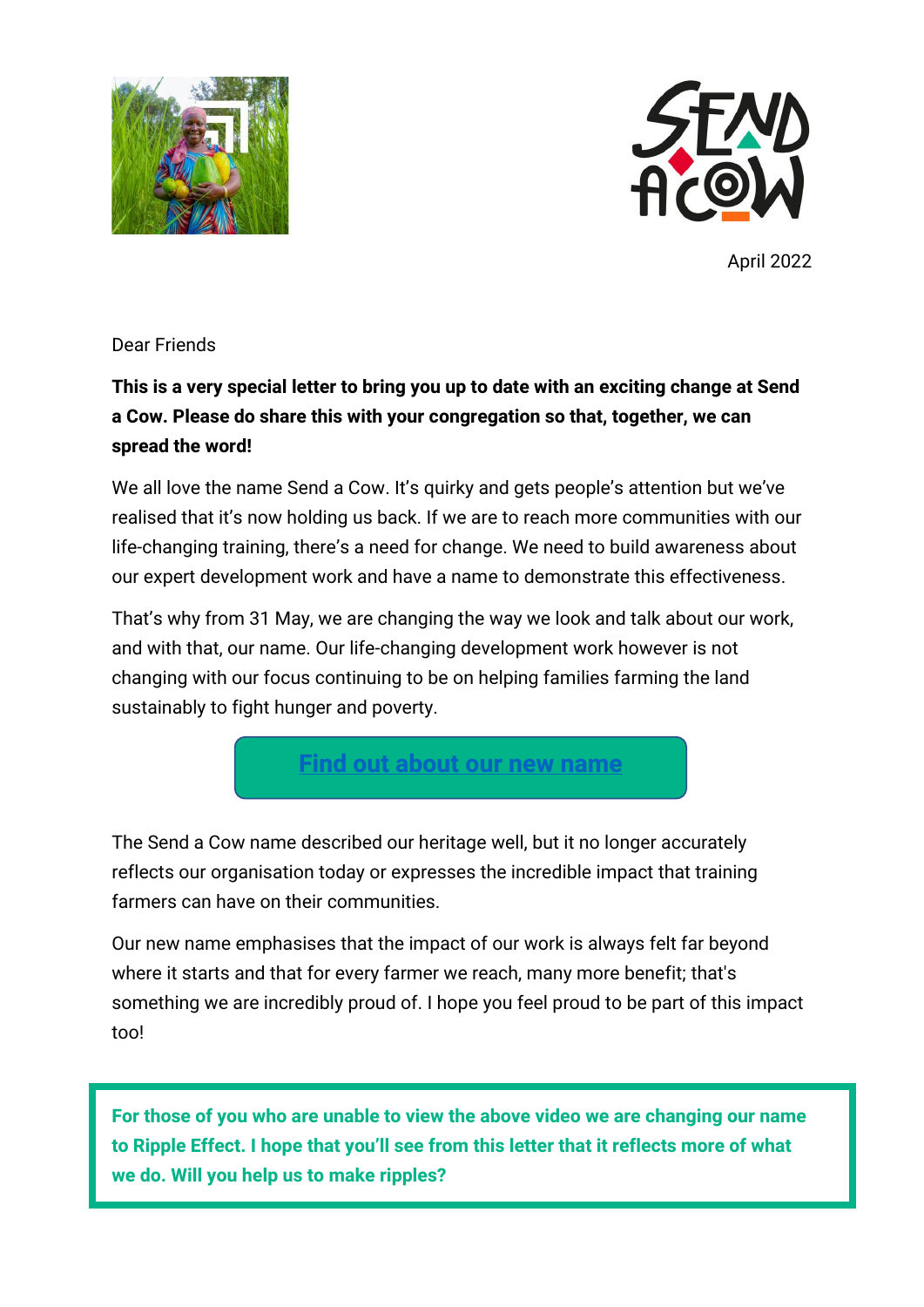April 2022

Dear Friends

**This is a very special letter to bring you up to date with an exciting change at Send a Cow. Please do share this with your congregation so that, together, we can spread the word!**

We all love the name Send a Cow. It's quirky and gets people's attention but we've realised that it's now holding us back. If we are to reach more communities with our life-changing training, there's a need for change. We need to build awareness about our expert development work and have a name to demonstrate this effectiveness.

That's why from 31 May, we are changing the way we look and talk about our work, and with that, our name. Our life-changing development work however is not changing with our focus continuing to be on helping families farming the land sustainably to fight hunger and poverty.

**Find out about our new name**

The Send a Cow name described our heritage well, but it no longer accurately reflects our organisation today or expresses the incredible impact that training farmers can have on their communities.

Our new name emphasises that the impact of our work is always felt far beyond where it starts and that for every farmer we reach, many more benefit; that's something we are incredibly proud of. I hope you feel proud to be part of this impact too!

**For those of you who are unable to view the above video we are changing our name to Ripple Effect. I hope that you'll see from this letter that it reflects more of what we do. Will you help us to make ripples?**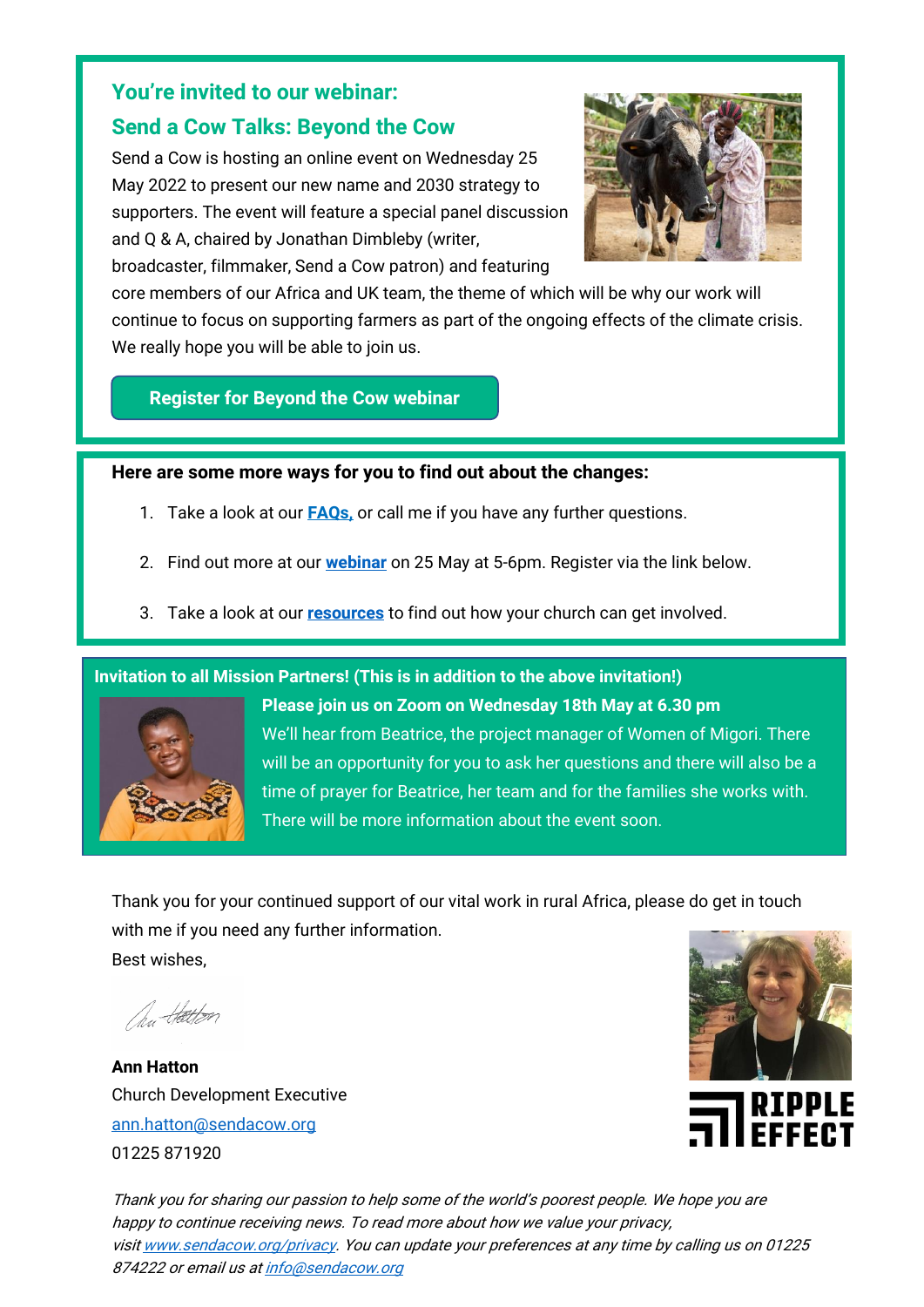## You're invited to our webinar:

## Send a Cow Talks: Beyond the Cow

Send a Cow is hosting an online event on Wednesday 25 May 2022 to present our new name and 2030 strategy to supporters. The event will feature a special panel discussion and Q & A, chaired by Jonathan Dimbleby (writer, broadcaster, filmmaker, Send a Cow patron) and featuring core members of our Africa and UK team, the theme of which will be why our work will continue to focus on supporting farmers as part of the ongoing effects of the climate crisis. We really hope you will be able to join us.

**Register for Beyond the Cow webinar**

**Here are some more ways for you to find out about the changes:**

1. Take a look at our **FAQs,** or call me if you have any further questions.
2. Find out more at our **webinar** on 25 May at 5-6pm. Register via the link below.
3. Take a look at our **resources** to find out how your church can get involved.

**Invitation to all Mission Partners! (This is in addition to the above invitation!)**

**Please join us on Zoom on Wednesday 18th May at 6.30 pm**

We'll hear from Beatrice, the project manager of Women of Migori. There will be an opportunity for you to ask her questions and there will also be a time of prayer for Beatrice, her team and for the families she works with. There will be more information about the event soon.

Thank you for your continued support of our vital work in rural Africa, please do get in touch with me if you need any further information.

Best wives,

**Ann Hatton**
Church Development Executive
ann.hatton@sendacow.org
01225 871920

RIPPLE EFFECT

*Thank you for sharing our passion to help some of the world's poorest people. We hope you are happy to continue receiving news. To read more about how we value your privacy, visit www.sendacow.org/privacy. You can update your preferences at any time by calling us on 01225 874222 or email us at info@sendacow.org*